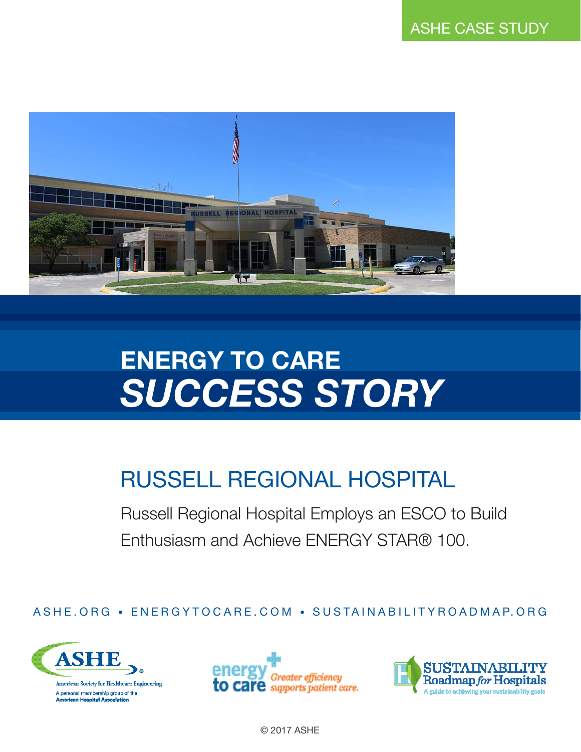ASHE CASE STUDY

# ENERGY TO CARE *SUCCESS STORY*

## RUSSELL REGIONAL HOSPITAL

Russell Regional Hospital Employs an ESCO to Build Enthusiasm and Achieve ENERGY STAR® 100.

ASHE.ORG • ENERGYTOCARE.COM • SUSTAINABILITYROADMAP.ORG

ASHE American Society for Healthcare Engineering
A personal membership group of the American Hospital Association

energy to care Greater efficiency supports patient care.

SUSTAINABILITY Roadmap *for* Hospitals
A guide to achieving your sustainability goals

© 2017 ASHE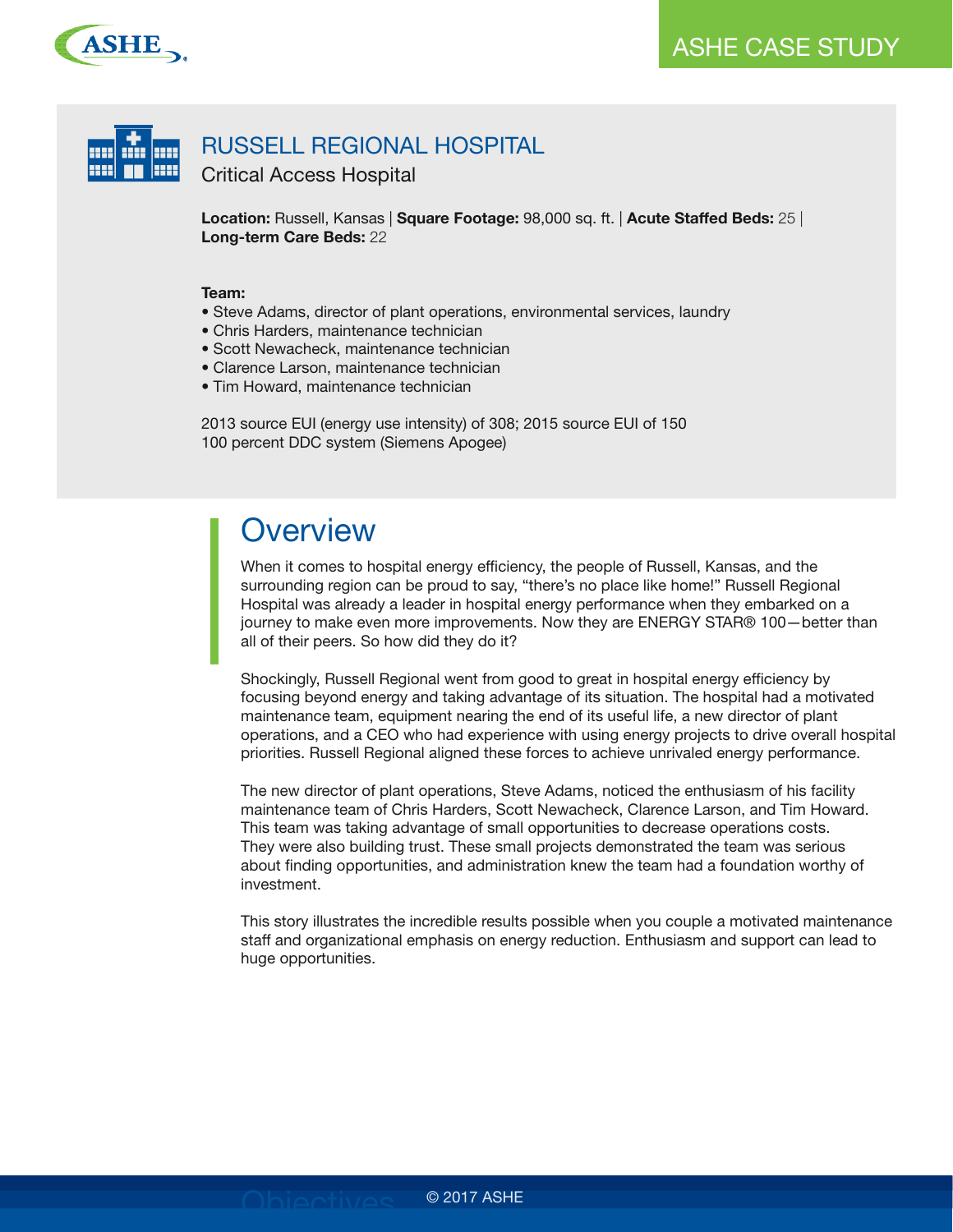# RUSSELL REGIONAL HOSPITAL

Critical Access Hospital

**Location:** Russell, Kansas | **Square Footage:** 98,000 sq. ft. | **Acute Staffed Beds:** 25 | **Long-term Care Beds:** 22

**Team:**

- Steve Adams, director of plant operations, environmental services, laundry
- Chris Harders, maintenance technician
- Scott Newacheck, maintenance technician
- Clarence Larson, maintenance technician
- Tim Howard, maintenance technician

2013 source EUI (energy use intensity) of 308; 2015 source EUI of 150
100 percent DDC system (Siemens Apogee)

## Overview

When it comes to hospital energy efficiency, the people of Russell, Kansas, and the surrounding region can be proud to say, "there's no place like home!" Russell Regional Hospital was already a leader in hospital energy performance when they embarked on a journey to make even more improvements. Now they are ENERGY STAR® 100—better than all of their peers. So how did they do it?

Shockingly, Russell Regional went from good to great in hospital energy efficiency by focusing beyond energy and taking advantage of its situation. The hospital had a motivated maintenance team, equipment nearing the end of its useful life, a new director of plant operations, and a CEO who had experience with using energy projects to drive overall hospital priorities. Russell Regional aligned these forces to achieve unrivaled energy performance.

The new director of plant operations, Steve Adams, noticed the enthusiasm of his facility maintenance team of Chris Harders, Scott Newacheck, Clarence Larson, and Tim Howard. This team was taking advantage of small opportunities to decrease operations costs. They were also building trust. These small projects demonstrated the team was serious about finding opportunities, and administration knew the team had a foundation worthy of investment.

This story illustrates the incredible results possible when you couple a motivated maintenance staff and organizational emphasis on energy reduction. Enthusiasm and support can lead to huge opportunities.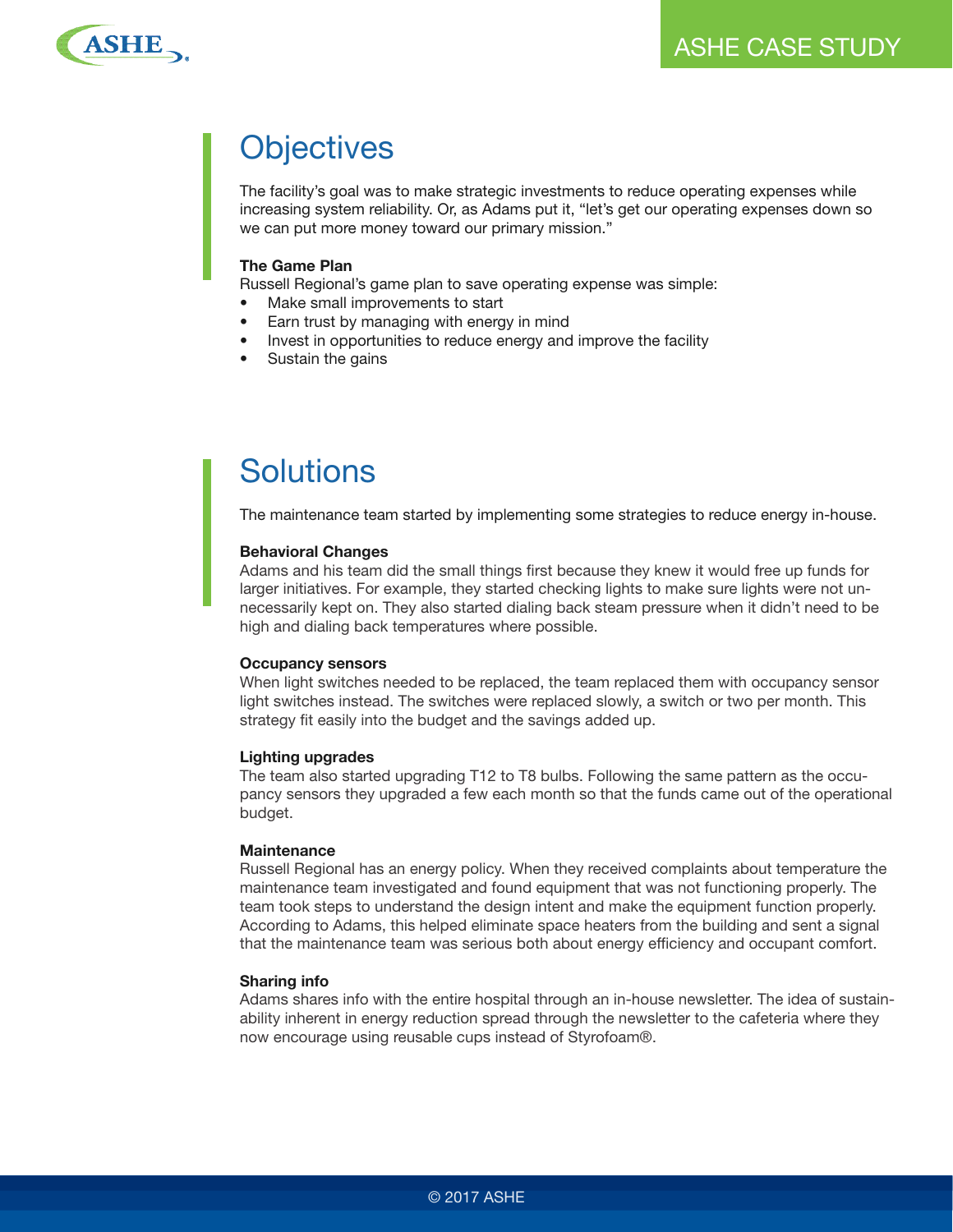## Objectives

The facility's goal was to make strategic investments to reduce operating expenses while increasing system reliability. Or, as Adams put it, "let's get our operating expenses down so we can put more money toward our primary mission."

**The Game Plan**

Russell Regional's game plan to save operating expense was simple:

- Make small improvements to start
- Earn trust by managing with energy in mind
- Invest in opportunities to reduce energy and improve the facility
- Sustain the gains

## Solutions

The maintenance team started by implementing some strategies to reduce energy in-house.

**Behavioral Changes**

Adams and his team did the small things first because they knew it would free up funds for larger initiatives. For example, they started checking lights to make sure lights were not unnecessarily kept on. They also started dialing back steam pressure when it didn't need to be high and dialing back temperatures where possible.

**Occupancy sensors**

When light switches needed to be replaced, the team replaced them with occupancy sensor light switches instead. The switches were replaced slowly, a switch or two per month. This strategy fit easily into the budget and the savings added up.

**Lighting upgrades**

The team also started upgrading T12 to T8 bulbs. Following the same pattern as the occupancy sensors they upgraded a few each month so that the funds came out of the operational budget.

**Maintenance**

Russell Regional has an energy policy. When they received complaints about temperature the maintenance team investigated and found equipment that was not functioning properly. The team took steps to understand the design intent and make the equipment function properly. According to Adams, this helped eliminate space heaters from the building and sent a signal that the maintenance team was serious both about energy efficiency and occupant comfort.

**Sharing info**

Adams shares info with the entire hospital through an in-house newsletter. The idea of sustainability inherent in energy reduction spread through the newsletter to the cafeteria where they now encourage using reusable cups instead of Styrofoam®.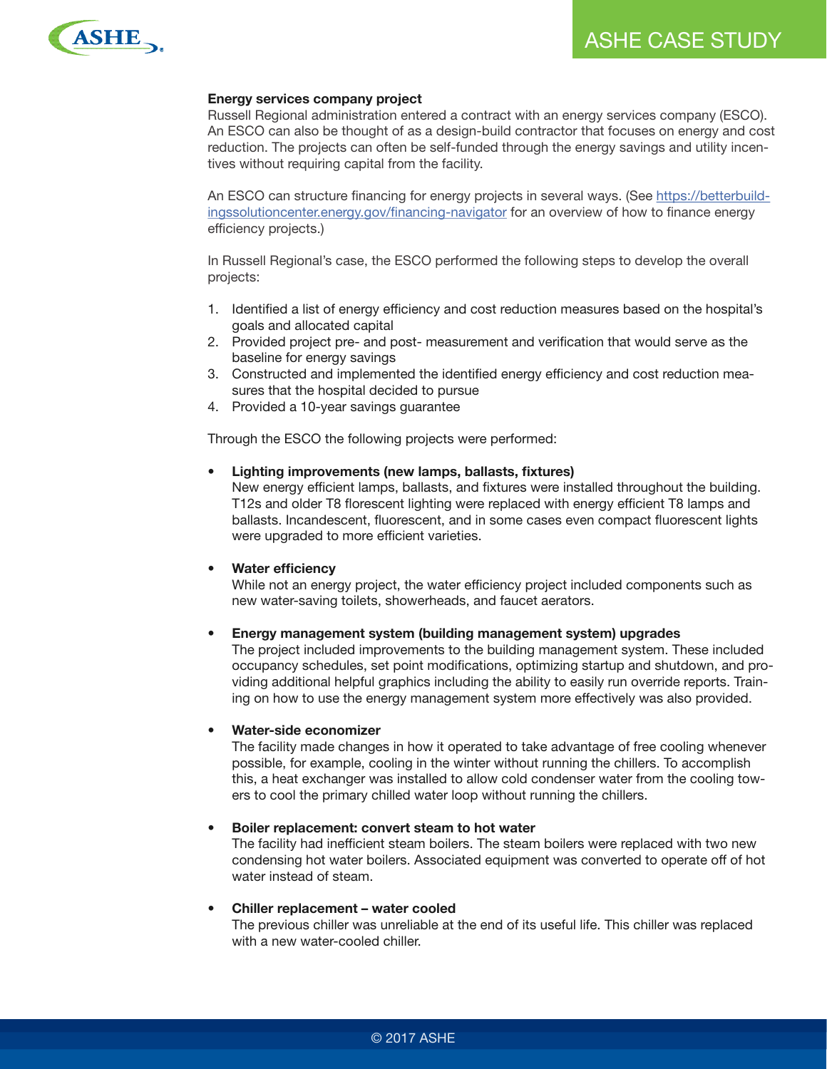**Energy services company project**

Russell Regional administration entered a contract with an energy services company (ESCO). An ESCO can also be thought of as a design-build contractor that focuses on energy and cost reduction. The projects can often be self-funded through the energy savings and utility incentives without requiring capital from the facility.

An ESCO can structure financing for energy projects in several ways. (See https://betterbuildingssolutioncenter.energy.gov/financing-navigator for an overview of how to finance energy efficiency projects.)

In Russell Regional's case, the ESCO performed the following steps to develop the overall projects:

1. Identified a list of energy efficiency and cost reduction measures based on the hospital's goals and allocated capital
2. Provided project pre- and post- measurement and verification that would serve as the baseline for energy savings
3. Constructed and implemented the identified energy efficiency and cost reduction measures that the hospital decided to pursue
4. Provided a 10-year savings guarantee

Through the ESCO the following projects were performed:

- **Lighting improvements (new lamps, ballasts, fixtures)**
  New energy efficient lamps, ballasts, and fixtures were installed throughout the building. T12s and older T8 florescent lighting were replaced with energy efficient T8 lamps and ballasts. Incandescent, fluorescent, and in some cases even compact fluorescent lights were upgraded to more efficient varieties.

- **Water efficiency**
  While not an energy project, the water efficiency project included components such as new water-saving toilets, showerheads, and faucet aerators.

- **Energy management system (building management system) upgrades**
  The project included improvements to the building management system. These included occupancy schedules, set point modifications, optimizing startup and shutdown, and providing additional helpful graphics including the ability to easily run override reports. Training on how to use the energy management system more effectively was also provided.

- **Water-side economizer**
  The facility made changes in how it operated to take advantage of free cooling whenever possible, for example, cooling in the winter without running the chillers. To accomplish this, a heat exchanger was installed to allow cold condenser water from the cooling towers to cool the primary chilled water loop without running the chillers.

- **Boiler replacement: convert steam to hot water**
  The facility had inefficient steam boilers. The steam boilers were replaced with two new condensing hot water boilers. Associated equipment was converted to operate off of hot water instead of steam.

- **Chiller replacement – water cooled**
  The previous chiller was unreliable at the end of its useful life. This chiller was replaced with a new water-cooled chiller.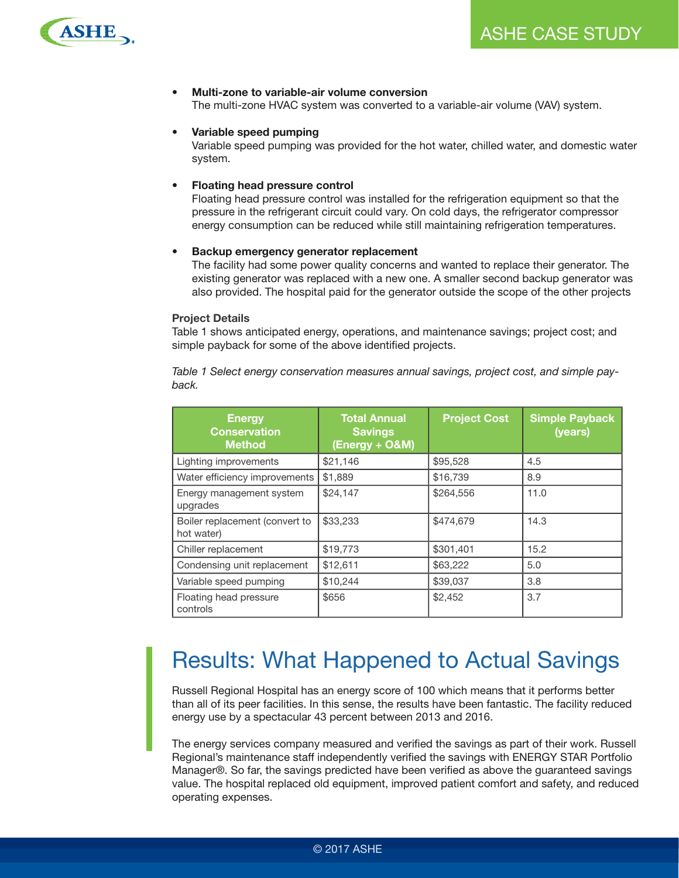- **Multi-zone to variable-air volume conversion**
  The multi-zone HVAC system was converted to a variable-air volume (VAV) system.

- **Variable speed pumping**
  Variable speed pumping was provided for the hot water, chilled water, and domestic water system.

- **Floating head pressure control**
  Floating head pressure control was installed for the refrigeration equipment so that the pressure in the refrigerant circuit could vary. On cold days, the refrigerator compressor energy consumption can be reduced while still maintaining refrigeration temperatures.

- **Backup emergency generator replacement**
  The facility had some power quality concerns and wanted to replace their generator. The existing generator was replaced with a new one. A smaller second backup generator was also provided. The hospital paid for the generator outside the scope of the other projects

**Project Details**

Table 1 shows anticipated energy, operations, and maintenance savings; project cost; and simple payback for some of the above identified projects.

*Table 1 Select energy conservation measures annual savings, project cost, and simple payback.*

| Energy Conservation Method | Total Annual Savings (Energy + O&M) | Project Cost | Simple Payback (years) |
|---|---|---|---|
| Lighting improvements | $21,146 | $95,528 | 4.5 |
| Water efficiency improvements | $1,889 | $16,739 | 8.9 |
| Energy management system upgrades | $24,147 | $264,556 | 11.0 |
| Boiler replacement (convert to hot water) | $33,233 | $474,679 | 14.3 |
| Chiller replacement | $19,773 | $301,401 | 15.2 |
| Condensing unit replacement | $12,611 | $63,222 | 5.0 |
| Variable speed pumping | $10,244 | $39,037 | 3.8 |
| Floating head pressure controls | $656 | $2,452 | 3.7 |

# Results: What Happened to Actual Savings

Russell Regional Hospital has an energy score of 100 which means that it performs better than all of its peer facilities. In this sense, the results have been fantastic. The facility reduced energy use by a spectacular 43 percent between 2013 and 2016.

The energy services company measured and verified the savings as part of their work. Russell Regional's maintenance staff independently verified the savings with ENERGY STAR Portfolio Manager®. So far, the savings predicted have been verified as above the guaranteed savings value. The hospital replaced old equipment, improved patient comfort and safety, and reduced operating expenses.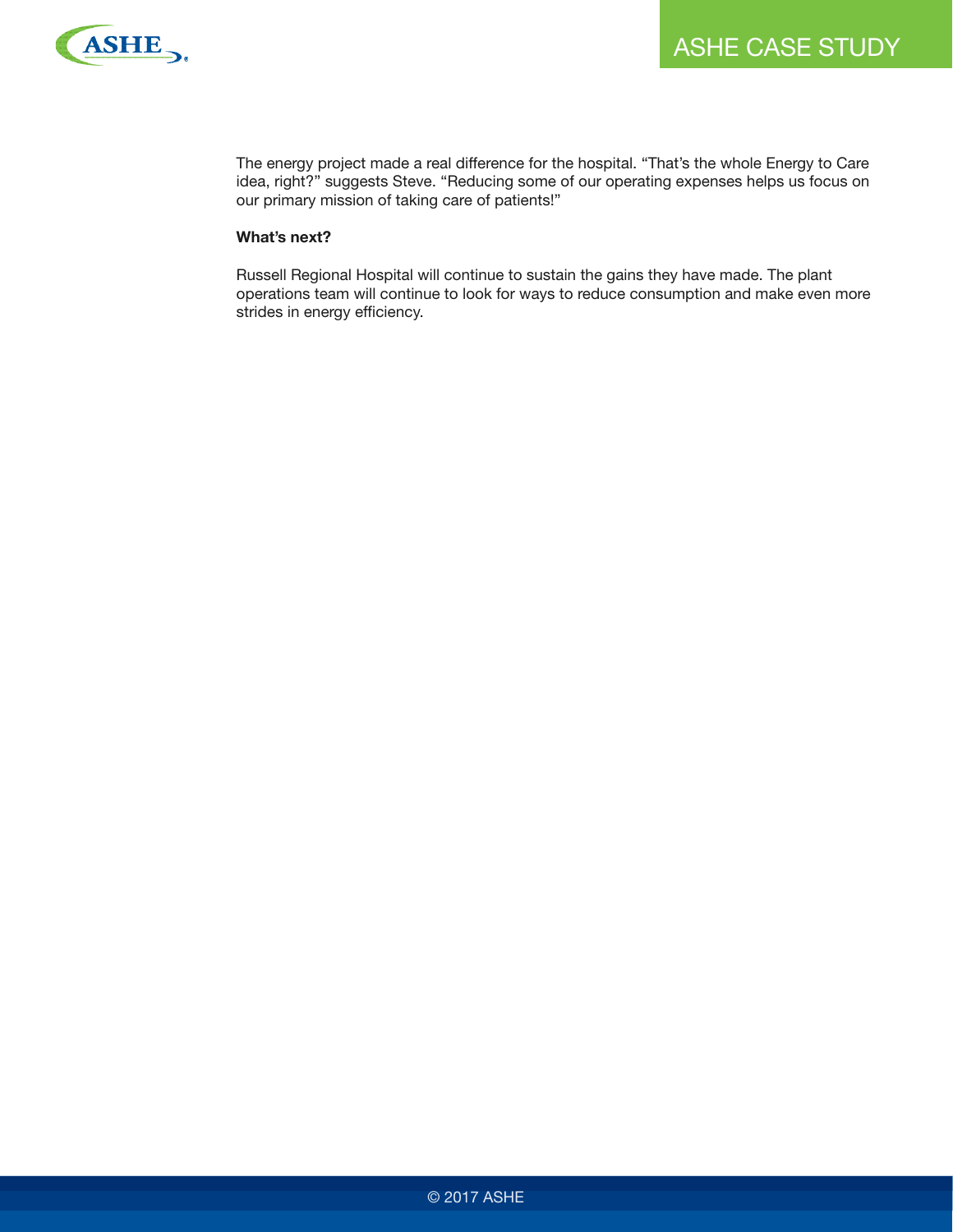The energy project made a real difference for the hospital. “That’s the whole Energy to Care idea, right?” suggests Steve. “Reducing some of our operating expenses helps us focus on our primary mission of taking care of patients!”

**What’s next?**

Russell Regional Hospital will continue to sustain the gains they have made. The plant operations team will continue to look for ways to reduce consumption and make even more strides in energy efficiency.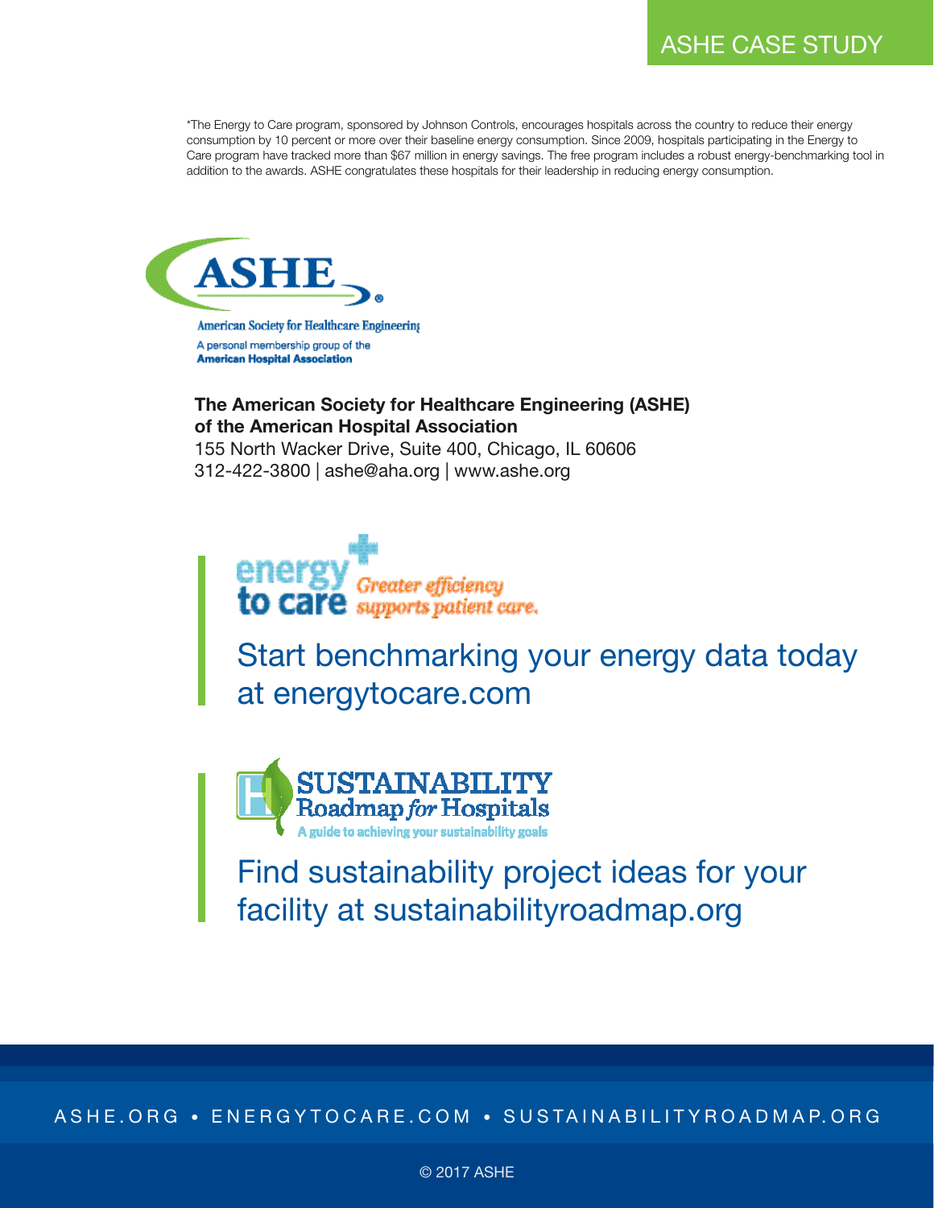*The Energy to Care program, sponsored by Johnson Controls, encourages hospitals across the country to reduce their energy consumption by 10 percent or more over their baseline energy consumption. Since 2009, hospitals participating in the Energy to Care program have tracked more than $67 million in energy savings. The free program includes a robust energy-benchmarking tool in addition to the awards. ASHE congratulates these hospitals for their leadership in reducing energy consumption.

ASHE

American Society for Healthcare Engineering
A personal membership group of the
**American Hospital Association**

**The American Society for Healthcare Engineering (ASHE)**
**of the American Hospital Association**
155 North Wacker Drive, Suite 400, Chicago, IL 60606
312-422-3800 | ashe@aha.org | www.ashe.org

energy to care *Greater efficiency supports patient care.*

Start benchmarking your energy data today at energytocare.com

SUSTAINABILITY Roadmap *for* Hospitals
A guide to achieving your sustainability goals

Find sustainability project ideas for your facility at sustainabilityroadmap.org

ASHE.ORG • ENERGYTOCARE.COM • SUSTAINABILITYROADMAP.ORG

© 2017 ASHE